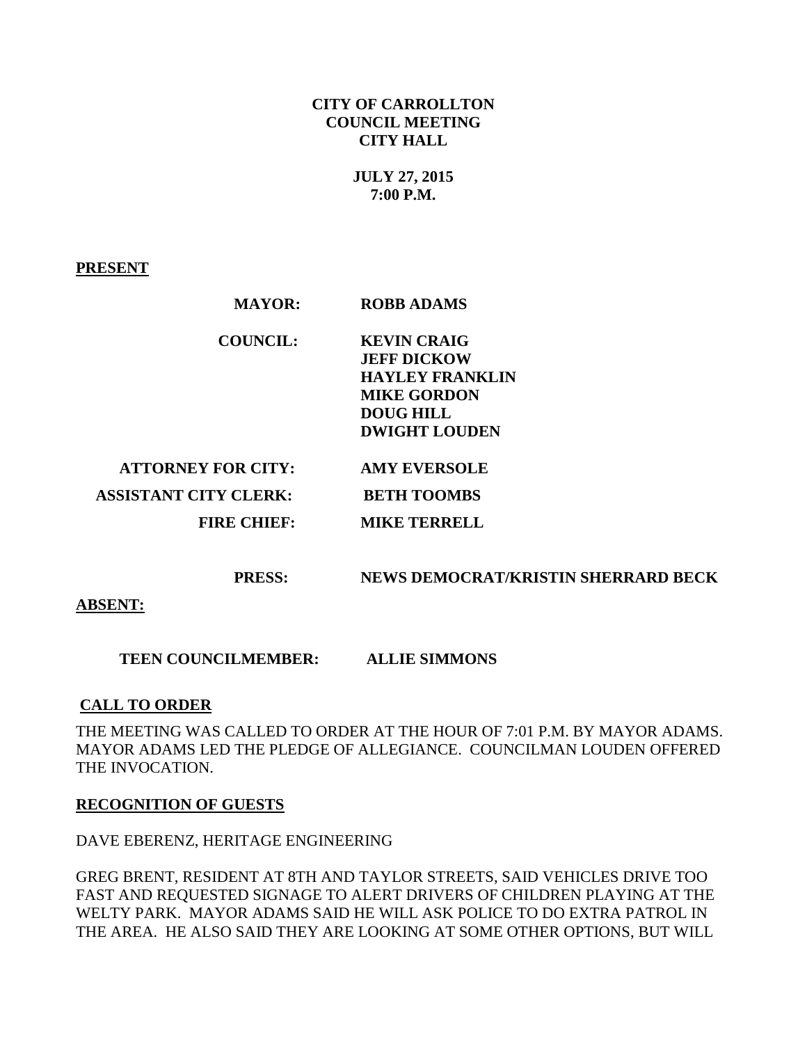**CITY OF CARROLLTON**
**COUNCIL MEETING**
**CITY HALL**

**JULY 27, 2015**
**7:00 P.M.**

**PRESENT**

| | |
|---|---|
| **MAYOR:** | **ROBB ADAMS** |
| **COUNCIL:** | **KEVIN CRAIG** |
| | **JEFF DICKOW** |
| | **HAYLEY FRANKLIN** |
| | **MIKE GORDON** |
| | **DOUG HILL** |
| | **DWIGHT LOUDEN** |
| **ATTORNEY FOR CITY:** | **AMY EVERSOLE** |
| **ASSISTANT CITY CLERK:** | **BETH TOOMBS** |
| **FIRE CHIEF:** | **MIKE TERRELL** |
| **PRESS:** | **NEWS DEMOCRAT/KRISTIN SHERRARD BECK** |

**ABSENT:**

| | |
|---|---|
| **TEEN COUNCILMEMBER:** | **ALLIE SIMMONS** |

**CALL TO ORDER**

THE MEETING WAS CALLED TO ORDER AT THE HOUR OF 7:01 P.M. BY MAYOR ADAMS. MAYOR ADAMS LED THE PLEDGE OF ALLEGIANCE. COUNCILMAN LOUDEN OFFERED THE INVOCATION.

**RECOGNITION OF GUESTS**

DAVE EBERENZ, HERITAGE ENGINEERING

GREG BRENT, RESIDENT AT 8TH AND TAYLOR STREETS, SAID VEHICLES DRIVE TOO FAST AND REQUESTED SIGNAGE TO ALERT DRIVERS OF CHILDREN PLAYING AT THE WELTY PARK. MAYOR ADAMS SAID HE WILL ASK POLICE TO DO EXTRA PATROL IN THE AREA. HE ALSO SAID THEY ARE LOOKING AT SOME OTHER OPTIONS, BUT WILL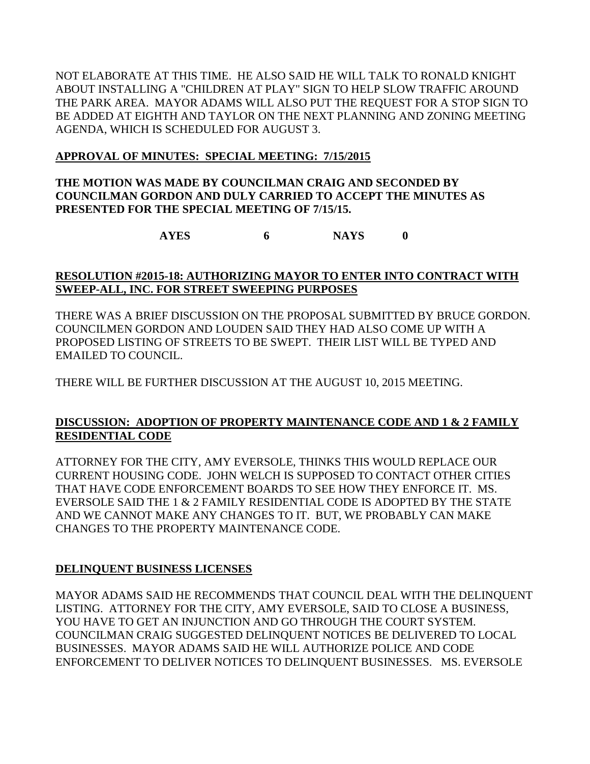NOT ELABORATE AT THIS TIME. HE ALSO SAID HE WILL TALK TO RONALD KNIGHT ABOUT INSTALLING A "CHILDREN AT PLAY" SIGN TO HELP SLOW TRAFFIC AROUND THE PARK AREA. MAYOR ADAMS WILL ALSO PUT THE REQUEST FOR A STOP SIGN TO BE ADDED AT EIGHTH AND TAYLOR ON THE NEXT PLANNING AND ZONING MEETING AGENDA, WHICH IS SCHEDULED FOR AUGUST 3.

**APPROVAL OF MINUTES: SPECIAL MEETING: 7/15/2015**

**THE MOTION WAS MADE BY COUNCILMAN CRAIG AND SECONDED BY COUNCILMAN GORDON AND DULY CARRIED TO ACCEPT THE MINUTES AS PRESENTED FOR THE SPECIAL MEETING OF 7/15/15.**

**AYES 6 NAYS 0**

**RESOLUTION #2015-18: AUTHORIZING MAYOR TO ENTER INTO CONTRACT WITH SWEEP-ALL, INC. FOR STREET SWEEPING PURPOSES**

THERE WAS A BRIEF DISCUSSION ON THE PROPOSAL SUBMITTED BY BRUCE GORDON. COUNCILMEN GORDON AND LOUDEN SAID THEY HAD ALSO COME UP WITH A PROPOSED LISTING OF STREETS TO BE SWEPT. THEIR LIST WILL BE TYPED AND EMAILED TO COUNCIL.

THERE WILL BE FURTHER DISCUSSION AT THE AUGUST 10, 2015 MEETING.

**DISCUSSION: ADOPTION OF PROPERTY MAINTENANCE CODE AND 1 & 2 FAMILY RESIDENTIAL CODE**

ATTORNEY FOR THE CITY, AMY EVERSOLE, THINKS THIS WOULD REPLACE OUR CURRENT HOUSING CODE. JOHN WELCH IS SUPPOSED TO CONTACT OTHER CITIES THAT HAVE CODE ENFORCEMENT BOARDS TO SEE HOW THEY ENFORCE IT. MS. EVERSOLE SAID THE 1 & 2 FAMILY RESIDENTIAL CODE IS ADOPTED BY THE STATE AND WE CANNOT MAKE ANY CHANGES TO IT. BUT, WE PROBABLY CAN MAKE CHANGES TO THE PROPERTY MAINTENANCE CODE.

**DELINQUENT BUSINESS LICENSES**

MAYOR ADAMS SAID HE RECOMMENDS THAT COUNCIL DEAL WITH THE DELINQUENT LISTING. ATTORNEY FOR THE CITY, AMY EVERSOLE, SAID TO CLOSE A BUSINESS, YOU HAVE TO GET AN INJUNCTION AND GO THROUGH THE COURT SYSTEM. COUNCILMAN CRAIG SUGGESTED DELINQUENT NOTICES BE DELIVERED TO LOCAL BUSINESSES. MAYOR ADAMS SAID HE WILL AUTHORIZE POLICE AND CODE ENFORCEMENT TO DELIVER NOTICES TO DELINQUENT BUSINESSES. MS. EVERSOLE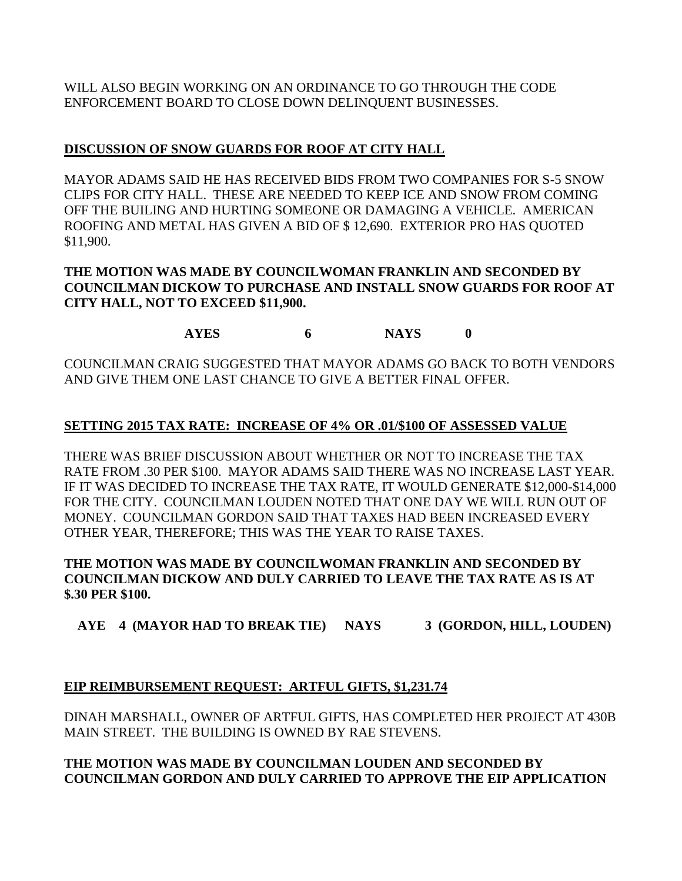WILL ALSO BEGIN WORKING ON AN ORDINANCE TO GO THROUGH THE CODE ENFORCEMENT BOARD TO CLOSE DOWN DELINQUENT BUSINESSES.

**DISCUSSION OF SNOW GUARDS FOR ROOF AT CITY HALL**

MAYOR ADAMS SAID HE HAS RECEIVED BIDS FROM TWO COMPANIES FOR S-5 SNOW CLIPS FOR CITY HALL. THESE ARE NEEDED TO KEEP ICE AND SNOW FROM COMING OFF THE BUILING AND HURTING SOMEONE OR DAMAGING A VEHICLE. AMERICAN ROOFING AND METAL HAS GIVEN A BID OF $ 12,690. EXTERIOR PRO HAS QUOTED $11,900.

**THE MOTION WAS MADE BY COUNCILWOMAN FRANKLIN AND SECONDED BY COUNCILMAN DICKOW TO PURCHASE AND INSTALL SNOW GUARDS FOR ROOF AT CITY HALL, NOT TO EXCEED $11,900.**

**AYES 6 NAYS 0**

COUNCILMAN CRAIG SUGGESTED THAT MAYOR ADAMS GO BACK TO BOTH VENDORS AND GIVE THEM ONE LAST CHANCE TO GIVE A BETTER FINAL OFFER.

**SETTING 2015 TAX RATE: INCREASE OF 4% OR .01/$100 OF ASSESSED VALUE**

THERE WAS BRIEF DISCUSSION ABOUT WHETHER OR NOT TO INCREASE THE TAX RATE FROM .30 PER $100. MAYOR ADAMS SAID THERE WAS NO INCREASE LAST YEAR. IF IT WAS DECIDED TO INCREASE THE TAX RATE, IT WOULD GENERATE $12,000-$14,000 FOR THE CITY. COUNCILMAN LOUDEN NOTED THAT ONE DAY WE WILL RUN OUT OF MONEY. COUNCILMAN GORDON SAID THAT TAXES HAD BEEN INCREASED EVERY OTHER YEAR, THEREFORE; THIS WAS THE YEAR TO RAISE TAXES.

**THE MOTION WAS MADE BY COUNCILWOMAN FRANKLIN AND SECONDED BY COUNCILMAN DICKOW AND DULY CARRIED TO LEAVE THE TAX RATE AS IS AT $.30 PER $100.**

**AYE 4 (MAYOR HAD TO BREAK TIE) NAYS 3 (GORDON, HILL, LOUDEN)**

**EIP REIMBURSEMENT REQUEST: ARTFUL GIFTS, $1,231.74**

DINAH MARSHALL, OWNER OF ARTFUL GIFTS, HAS COMPLETED HER PROJECT AT 430B MAIN STREET. THE BUILDING IS OWNED BY RAE STEVENS.

**THE MOTION WAS MADE BY COUNCILMAN LOUDEN AND SECONDED BY COUNCILMAN GORDON AND DULY CARRIED TO APPROVE THE EIP APPLICATION**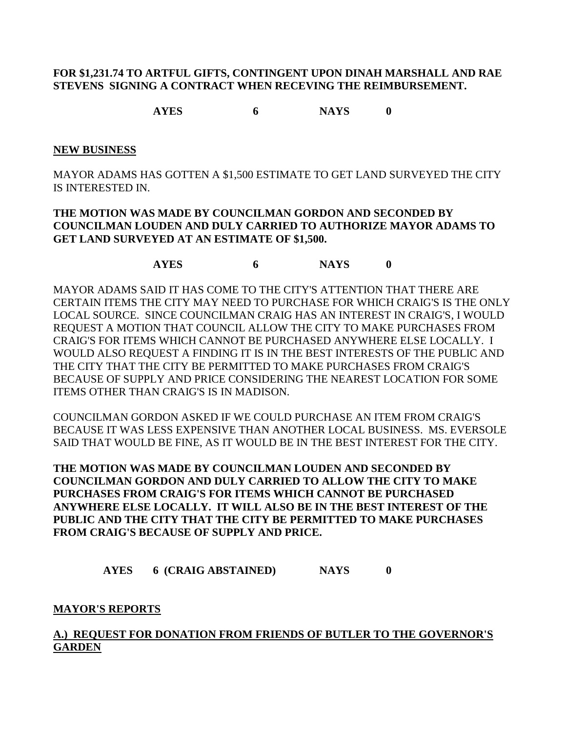**FOR $1,231.74 TO ARTFUL GIFTS, CONTINGENT UPON DINAH MARSHALL AND RAE STEVENS SIGNING A CONTRACT WHEN RECEVING THE REIMBURSEMENT.**

**AYES 6 NAYS 0**

**NEW BUSINESS**

MAYOR ADAMS HAS GOTTEN A $1,500 ESTIMATE TO GET LAND SURVEYED THE CITY IS INTERESTED IN.

**THE MOTION WAS MADE BY COUNCILMAN GORDON AND SECONDED BY COUNCILMAN LOUDEN AND DULY CARRIED TO AUTHORIZE MAYOR ADAMS TO GET LAND SURVEYED AT AN ESTIMATE OF $1,500.**

**AYES 6 NAYS 0**

MAYOR ADAMS SAID IT HAS COME TO THE CITY'S ATTENTION THAT THERE ARE CERTAIN ITEMS THE CITY MAY NEED TO PURCHASE FOR WHICH CRAIG'S IS THE ONLY LOCAL SOURCE. SINCE COUNCILMAN CRAIG HAS AN INTEREST IN CRAIG'S, I WOULD REQUEST A MOTION THAT COUNCIL ALLOW THE CITY TO MAKE PURCHASES FROM CRAIG'S FOR ITEMS WHICH CANNOT BE PURCHASED ANYWHERE ELSE LOCALLY. I WOULD ALSO REQUEST A FINDING IT IS IN THE BEST INTERESTS OF THE PUBLIC AND THE CITY THAT THE CITY BE PERMITTED TO MAKE PURCHASES FROM CRAIG'S BECAUSE OF SUPPLY AND PRICE CONSIDERING THE NEAREST LOCATION FOR SOME ITEMS OTHER THAN CRAIG'S IS IN MADISON.

COUNCILMAN GORDON ASKED IF WE COULD PURCHASE AN ITEM FROM CRAIG'S BECAUSE IT WAS LESS EXPENSIVE THAN ANOTHER LOCAL BUSINESS. MS. EVERSOLE SAID THAT WOULD BE FINE, AS IT WOULD BE IN THE BEST INTEREST FOR THE CITY.

**THE MOTION WAS MADE BY COUNCILMAN LOUDEN AND SECONDED BY COUNCILMAN GORDON AND DULY CARRIED TO ALLOW THE CITY TO MAKE PURCHASES FROM CRAIG'S FOR ITEMS WHICH CANNOT BE PURCHASED ANYWHERE ELSE LOCALLY. IT WILL ALSO BE IN THE BEST INTEREST OF THE PUBLIC AND THE CITY THAT THE CITY BE PERMITTED TO MAKE PURCHASES FROM CRAIG'S BECAUSE OF SUPPLY AND PRICE.**

**AYES 6 (CRAIG ABSTAINED) NAYS 0**

**MAYOR'S REPORTS**

**A.) REQUEST FOR DONATION FROM FRIENDS OF BUTLER TO THE GOVERNOR'S GARDEN**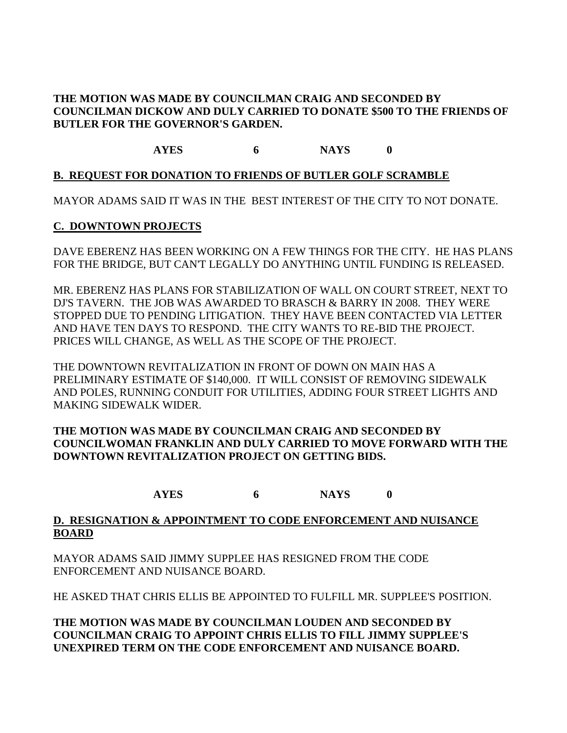**THE MOTION WAS MADE BY COUNCILMAN CRAIG AND SECONDED BY COUNCILMAN DICKOW AND DULY CARRIED TO DONATE $500 TO THE FRIENDS OF BUTLER FOR THE GOVERNOR'S GARDEN.**

**AYES 6 NAYS 0**

**B. REQUEST FOR DONATION TO FRIENDS OF BUTLER GOLF SCRAMBLE**

MAYOR ADAMS SAID IT WAS IN THE BEST INTEREST OF THE CITY TO NOT DONATE.

**C. DOWNTOWN PROJECTS**

DAVE EBERENZ HAS BEEN WORKING ON A FEW THINGS FOR THE CITY. HE HAS PLANS FOR THE BRIDGE, BUT CAN'T LEGALLY DO ANYTHING UNTIL FUNDING IS RELEASED.

MR. EBERENZ HAS PLANS FOR STABILIZATION OF WALL ON COURT STREET, NEXT TO DJ'S TAVERN. THE JOB WAS AWARDED TO BRASCH & BARRY IN 2008. THEY WERE STOPPED DUE TO PENDING LITIGATION. THEY HAVE BEEN CONTACTED VIA LETTER AND HAVE TEN DAYS TO RESPOND. THE CITY WANTS TO RE-BID THE PROJECT. PRICES WILL CHANGE, AS WELL AS THE SCOPE OF THE PROJECT.

THE DOWNTOWN REVITALIZATION IN FRONT OF DOWN ON MAIN HAS A PRELIMINARY ESTIMATE OF $140,000. IT WILL CONSIST OF REMOVING SIDEWALK AND POLES, RUNNING CONDUIT FOR UTILITIES, ADDING FOUR STREET LIGHTS AND MAKING SIDEWALK WIDER.

**THE MOTION WAS MADE BY COUNCILMAN CRAIG AND SECONDED BY COUNCILWOMAN FRANKLIN AND DULY CARRIED TO MOVE FORWARD WITH THE DOWNTOWN REVITALIZATION PROJECT ON GETTING BIDS.**

**AYES 6 NAYS 0**

**D. RESIGNATION & APPOINTMENT TO CODE ENFORCEMENT AND NUISANCE BOARD**

MAYOR ADAMS SAID JIMMY SUPPLEE HAS RESIGNED FROM THE CODE ENFORCEMENT AND NUISANCE BOARD.

HE ASKED THAT CHRIS ELLIS BE APPOINTED TO FULFILL MR. SUPPLEE'S POSITION.

**THE MOTION WAS MADE BY COUNCILMAN LOUDEN AND SECONDED BY COUNCILMAN CRAIG TO APPOINT CHRIS ELLIS TO FILL JIMMY SUPPLEE'S UNEXPIRED TERM ON THE CODE ENFORCEMENT AND NUISANCE BOARD.**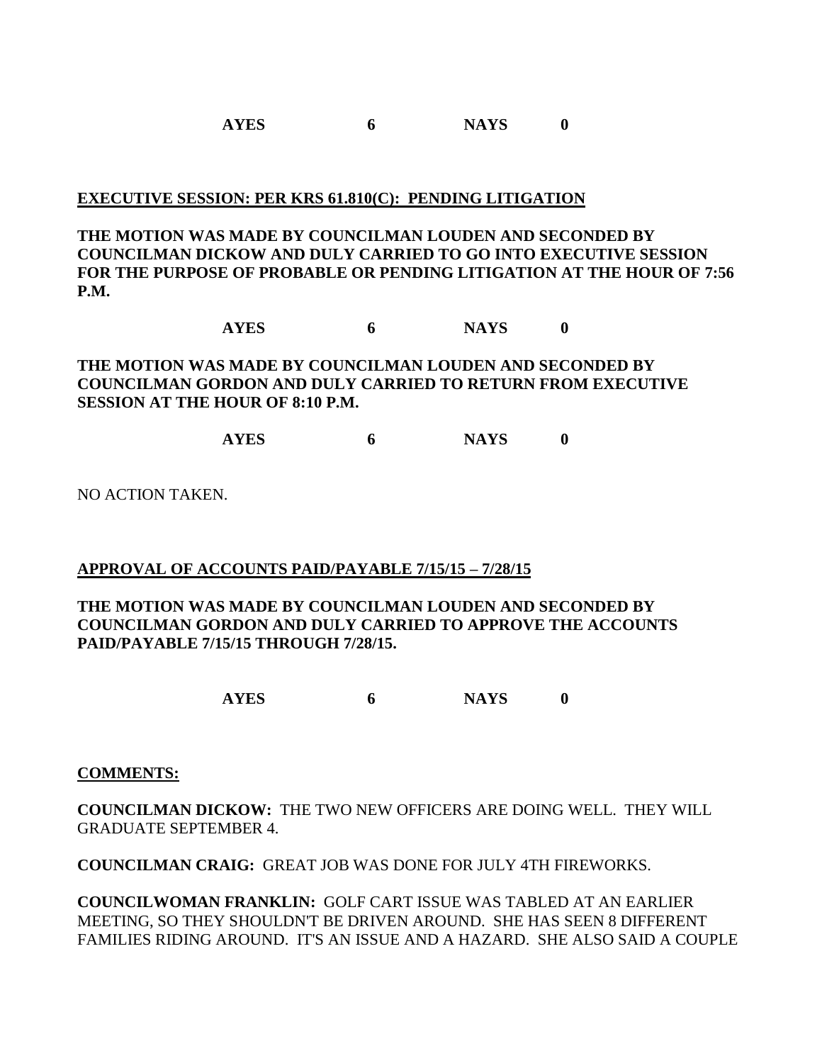**AYES 6 NAYS 0**

**EXECUTIVE SESSION: PER KRS 61.810(C): PENDING LITIGATION**

**THE MOTION WAS MADE BY COUNCILMAN LOUDEN AND SECONDED BY COUNCILMAN DICKOW AND DULY CARRIED TO GO INTO EXECUTIVE SESSION FOR THE PURPOSE OF PROBABLE OR PENDING LITIGATION AT THE HOUR OF 7:56 P.M.**

**AYES 6 NAYS 0**

**THE MOTION WAS MADE BY COUNCILMAN LOUDEN AND SECONDED BY COUNCILMAN GORDON AND DULY CARRIED TO RETURN FROM EXECUTIVE SESSION AT THE HOUR OF 8:10 P.M.**

**AYES 6 NAYS 0**

NO ACTION TAKEN.

**APPROVAL OF ACCOUNTS PAID/PAYABLE 7/15/15 – 7/28/15**

**THE MOTION WAS MADE BY COUNCILMAN LOUDEN AND SECONDED BY COUNCILMAN GORDON AND DULY CARRIED TO APPROVE THE ACCOUNTS PAID/PAYABLE 7/15/15 THROUGH 7/28/15.**

**AYES 6 NAYS 0**

**COMMENTS:**

**COUNCILMAN DICKOW:** THE TWO NEW OFFICERS ARE DOING WELL. THEY WILL GRADUATE SEPTEMBER 4.

**COUNCILMAN CRAIG:** GREAT JOB WAS DONE FOR JULY 4TH FIREWORKS.

**COUNCILWOMAN FRANKLIN:** GOLF CART ISSUE WAS TABLED AT AN EARLIER MEETING, SO THEY SHOULDN'T BE DRIVEN AROUND. SHE HAS SEEN 8 DIFFERENT FAMILIES RIDING AROUND. IT'S AN ISSUE AND A HAZARD. SHE ALSO SAID A COUPLE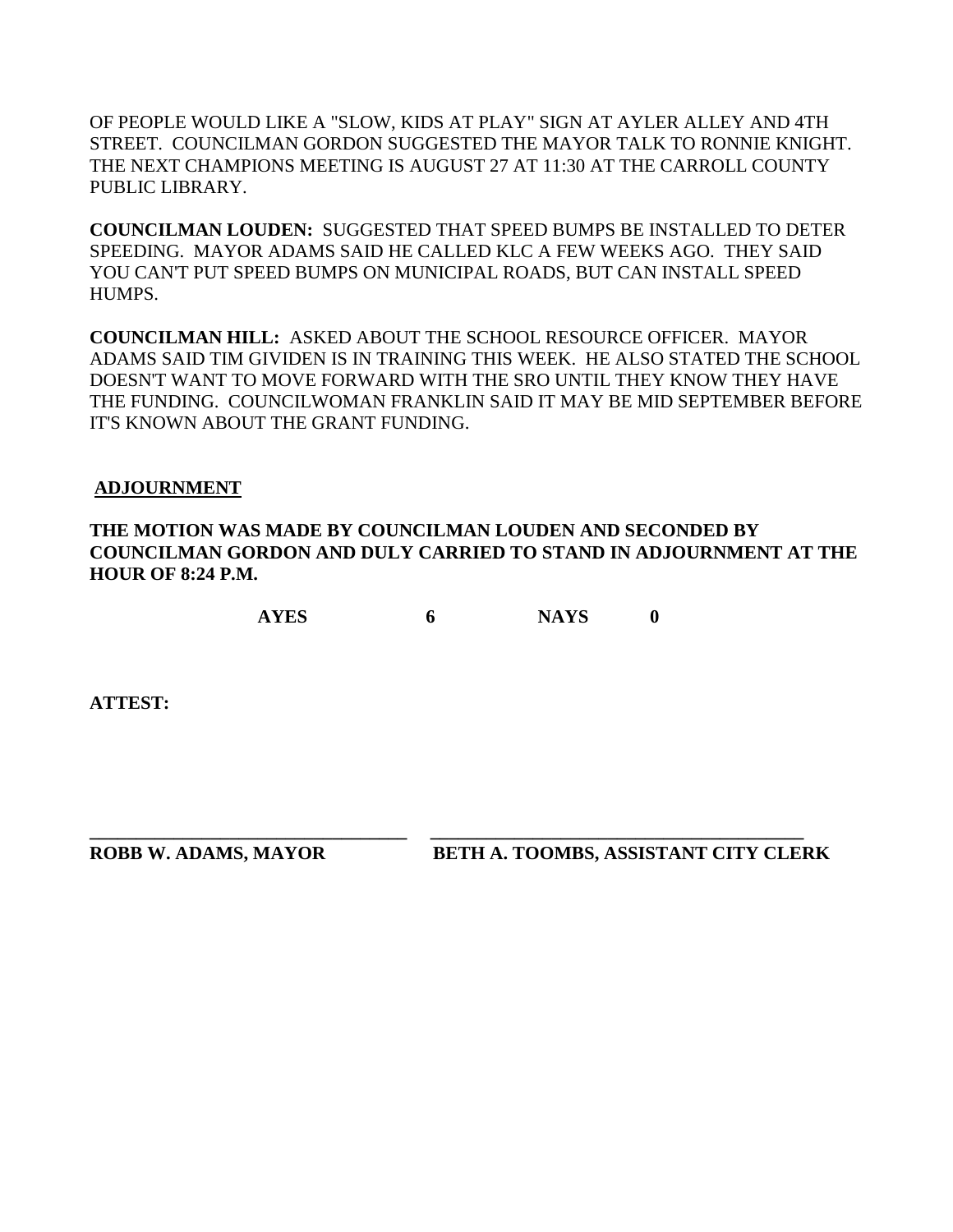OF PEOPLE WOULD LIKE A "SLOW, KIDS AT PLAY" SIGN AT AYLER ALLEY AND 4TH STREET. COUNCILMAN GORDON SUGGESTED THE MAYOR TALK TO RONNIE KNIGHT. THE NEXT CHAMPIONS MEETING IS AUGUST 27 AT 11:30 AT THE CARROLL COUNTY PUBLIC LIBRARY.

**COUNCILMAN LOUDEN:** SUGGESTED THAT SPEED BUMPS BE INSTALLED TO DETER SPEEDING. MAYOR ADAMS SAID HE CALLED KLC A FEW WEEKS AGO. THEY SAID YOU CAN'T PUT SPEED BUMPS ON MUNICIPAL ROADS, BUT CAN INSTALL SPEED HUMPS.

**COUNCILMAN HILL:** ASKED ABOUT THE SCHOOL RESOURCE OFFICER. MAYOR ADAMS SAID TIM GIVIDEN IS IN TRAINING THIS WEEK. HE ALSO STATED THE SCHOOL DOESN'T WANT TO MOVE FORWARD WITH THE SRO UNTIL THEY KNOW THEY HAVE THE FUNDING. COUNCILWOMAN FRANKLIN SAID IT MAY BE MID SEPTEMBER BEFORE IT'S KNOWN ABOUT THE GRANT FUNDING.

**ADJOURNMENT**

**THE MOTION WAS MADE BY COUNCILMAN LOUDEN AND SECONDED BY COUNCILMAN GORDON AND DULY CARRIED TO STAND IN ADJOURNMENT AT THE HOUR OF 8:24 P.M.**

**AYES 6 NAYS 0**

**ATTEST:**

\_\_\_\_\_\_\_\_\_\_\_\_\_\_\_\_\_\_\_\_\_\_\_\_\_\_\_\_\_\_\_\_\_\_ \_\_\_\_\_\_\_\_\_\_\_\_\_\_\_\_\_\_\_\_\_\_\_\_\_\_\_\_\_\_\_\_\_\_\_\_\_\_\_\_

**ROBB W. ADAMS, MAYOR** **BETH A. TOOMBS, ASSISTANT CITY CLERK**